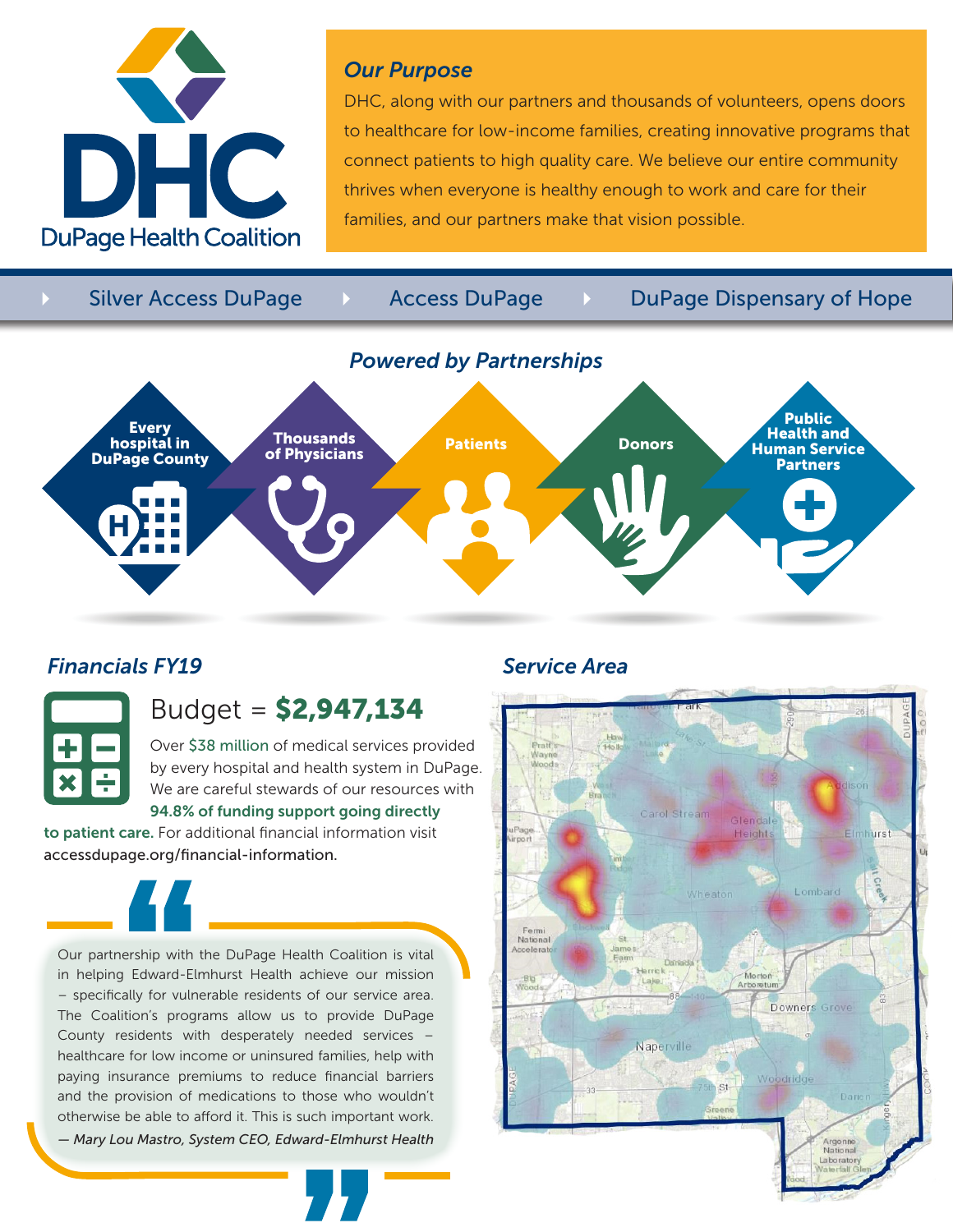# DHC

DuPage Health Coalition

## *Our Purpose*

DHC, along with our partners and thousands of volunteers, opens doors to healthcare for low-income families, creating innovative programs that connect patients to high quality care. We believe our entire community thrives when everyone is healthy enough to work and care for their families, and our partners make that vision possible.

- Silver Access DuPage
- Access DuPage
- DuPage Dispensary of Hope

## *Powered by Partnerships*

- **Every hospital in DuPage County**
- **Thousands of Physicians**
- **Patients**
- **Donors**
- **Public Health and Human Service Partners**

## *Financials FY19*

Budget = **$2,947,134**

Over $38 million of medical services provided by every hospital and health system in DuPage. We are careful stewards of our resources with **94.8% of funding support going directly to patient care.** For additional financial information visit accessdupage.org/financial-information.

> Our partnership with the DuPage Health Coalition is vital in helping Edward-Elmhurst Health achieve our mission – specifically for vulnerable residents of our service area. The Coalition's programs allow us to provide DuPage County residents with desperately needed services – healthcare for low income or uninsured families, help with paying insurance premiums to reduce financial barriers and the provision of medications to those who wouldn't otherwise be able to afford it. This is such important work.
>
> *— Mary Lou Mastro, System CEO, Edward-Elmhurst Health*

## *Service Area*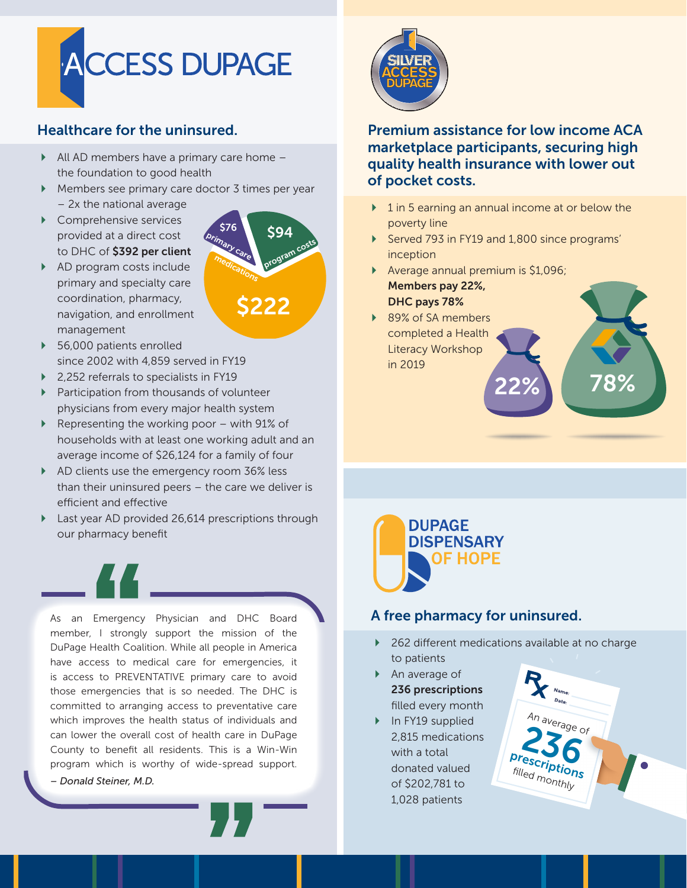# ACCESS DUPAGE

## Healthcare for the uninsured.

- All AD members have a primary care home – the foundation to good health
- Members see primary care doctor 3 times per year – 2x the national average
- Comprehensive services provided at a direct cost to DHC of **$392 per client**
- AD program costs include primary and specialty care coordination, pharmacy, navigation, and enrollment management

$76
primary care

$94
program costs

medications
$222

- 56,000 patients enrolled since 2002 with 4,859 served in FY19
- 2,252 referrals to specialists in FY19
- Participation from thousands of volunteer physicians from every major health system
- Representing the working poor – with 91% of households with at least one working adult and an average income of $26,124 for a family of four
- AD clients use the emergency room 36% less than their uninsured peers – the care we deliver is efficient and effective
- Last year AD provided 26,614 prescriptions through our pharmacy benefit

> As an Emergency Physician and DHC Board member, I strongly support the mission of the DuPage Health Coalition. While all people in America have access to medical care for emergencies, it is access to PREVENTATIVE primary care to avoid those emergencies that is so needed. The DHC is committed to arranging access to preventative care which improves the health status of individuals and can lower the overall cost of health care in DuPage County to benefit all residents. This is a Win-Win program which is worthy of wide-spread support.
>
> *– Donald Steiner, M.D.*

# SILVER ACCESS DUPAGE

## Premium assistance for low income ACA marketplace participants, securing high quality health insurance with lower out of pocket costs.

- 1 in 5 earning an annual income at or below the poverty line
- Served 793 in FY19 and 1,800 since programs' inception
- Average annual premium is $1,096; **Members pay 22%, DHC pays 78%**
- 89% of SA members completed a Health Literacy Workshop in 2019

22%

78%

# DUPAGE DISPENSARY OF HOPE

## A free pharmacy for uninsured.

- 262 different medications available at no charge to patients
- An average of **236 prescriptions** filled every month
- In FY19 supplied 2,815 medications with a total donated valued of $202,781 to 1,028 patients

Rx
Name:
Date:
An average of
236
prescriptions
filled monthly